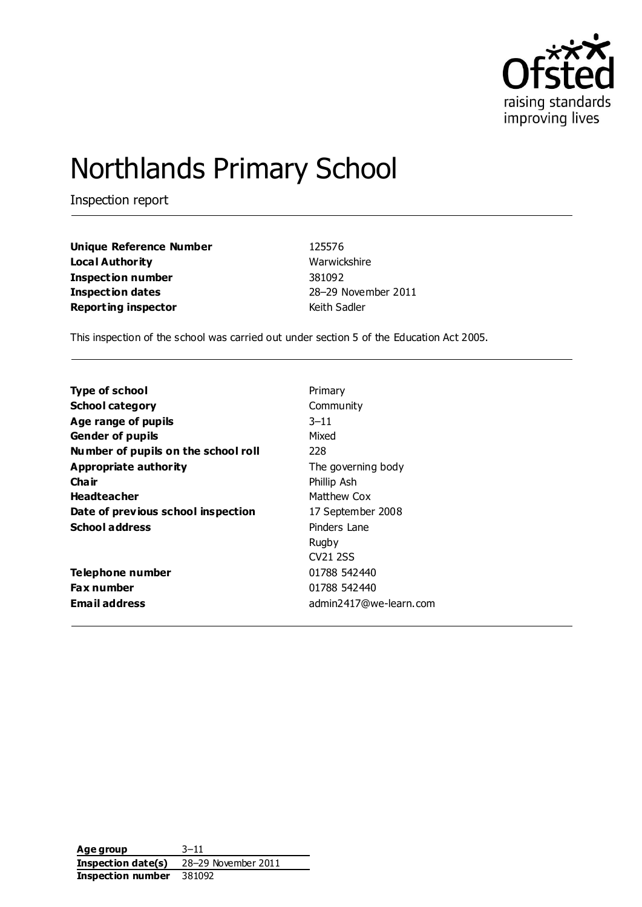# Northlands Primary School

Inspection report

| | |
|---|---|
| **Unique Reference Number** | 125576 |
| **Local Authority** | Warwickshire |
| **Inspection number** | 381092 |
| **Inspection dates** | 28–29 November 2011 |
| **Reporting inspector** | Keith Sadler |

This inspection of the school was carried out under section 5 of the Education Act 2005.

| | |
|---|---|
| **Type of school** | Primary |
| **School category** | Community |
| **Age range of pupils** | 3–11 |
| **Gender of pupils** | Mixed |
| **Number of pupils on the school roll** | 228 |
| **Appropriate authority** | The governing body |
| **Chair** | Phillip Ash |
| **Headteacher** | Matthew Cox |
| **Date of previous school inspection** | 17 September 2008 |
| **School address** | Pinders Lane<br>Rugby<br>CV21 2SS |
| **Telephone number** | 01788 542440 |
| **Fax number** | 01788 542440 |
| **Email address** | admin2417@we-learn.com |

| | |
|---|---|
| **Age group** | 3–11 |
| **Inspection date(s)** | 28–29 November 2011 |
| **Inspection number** | 381092 |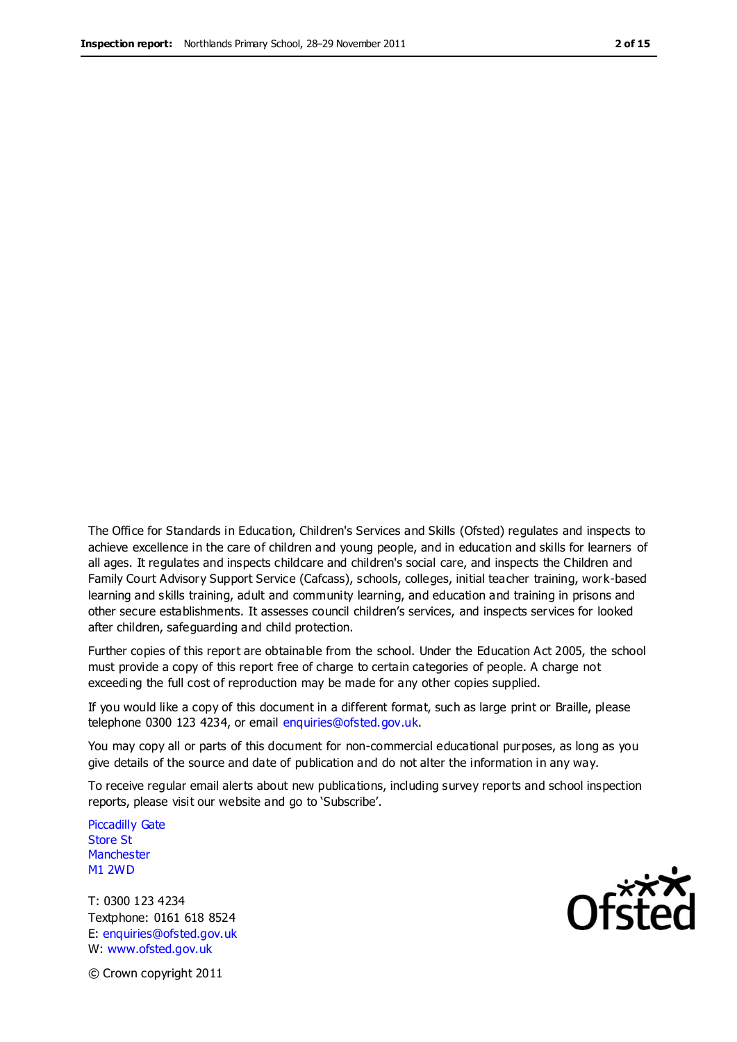The Office for Standards in Education, Children's Services and Skills (Ofsted) regulates and inspects to achieve excellence in the care of children and young people, and in education and skills for learners of all ages. It regulates and inspects childcare and children's social care, and inspects the Children and Family Court Advisory Support Service (Cafcass), schools, colleges, initial teacher training, work-based learning and skills training, adult and community learning, and education and training in prisons and other secure establishments. It assesses council children's services, and inspects services for looked after children, safeguarding and child protection.

Further copies of this report are obtainable from the school. Under the Education Act 2005, the school must provide a copy of this report free of charge to certain categories of people. A charge not exceeding the full cost of reproduction may be made for any other copies supplied.

If you would like a copy of this document in a different format, such as large print or Braille, please telephone 0300 123 4234, or email enquiries@ofsted.gov.uk.

You may copy all or parts of this document for non-commercial educational purposes, as long as you give details of the source and date of publication and do not alter the information in any way.

To receive regular email alerts about new publications, including survey reports and school inspection reports, please visit our website and go to 'Subscribe'.

Piccadilly Gate
Store St
Manchester
M1 2WD

T: 0300 123 4234
Textphone: 0161 618 8524
E: enquiries@ofsted.gov.uk
W: www.ofsted.gov.uk

© Crown copyright 2011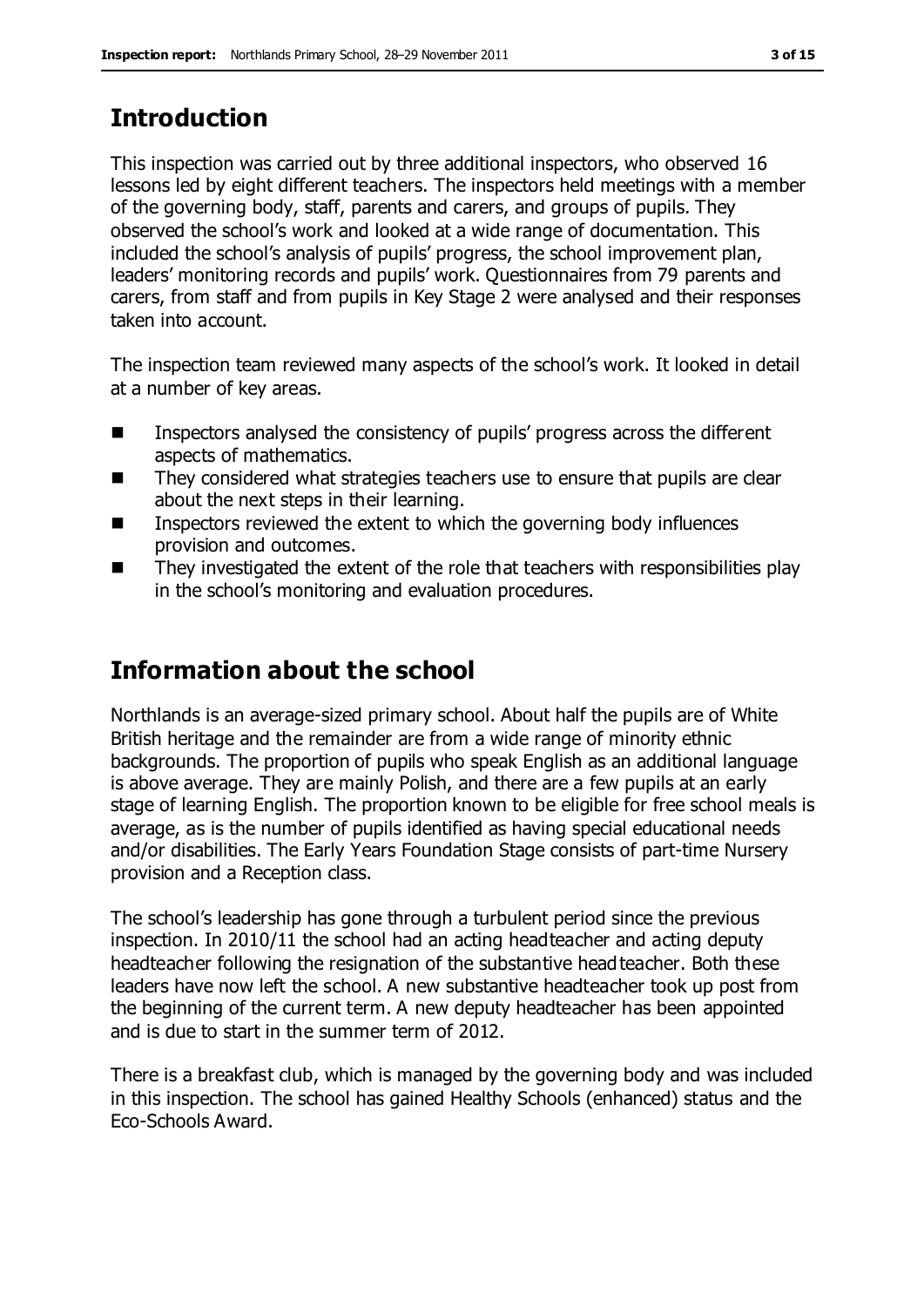## Introduction

This inspection was carried out by three additional inspectors, who observed 16 lessons led by eight different teachers. The inspectors held meetings with a member of the governing body, staff, parents and carers, and groups of pupils. They observed the school's work and looked at a wide range of documentation. This included the school's analysis of pupils' progress, the school improvement plan, leaders' monitoring records and pupils' work. Questionnaires from 79 parents and carers, from staff and from pupils in Key Stage 2 were analysed and their responses taken into account.

The inspection team reviewed many aspects of the school's work. It looked in detail at a number of key areas.

- Inspectors analysed the consistency of pupils' progress across the different aspects of mathematics.
- They considered what strategies teachers use to ensure that pupils are clear about the next steps in their learning.
- Inspectors reviewed the extent to which the governing body influences provision and outcomes.
- They investigated the extent of the role that teachers with responsibilities play in the school's monitoring and evaluation procedures.

## Information about the school

Northlands is an average-sized primary school. About half the pupils are of White British heritage and the remainder are from a wide range of minority ethnic backgrounds. The proportion of pupils who speak English as an additional language is above average. They are mainly Polish, and there are a few pupils at an early stage of learning English. The proportion known to be eligible for free school meals is average, as is the number of pupils identified as having special educational needs and/or disabilities. The Early Years Foundation Stage consists of part-time Nursery provision and a Reception class.

The school's leadership has gone through a turbulent period since the previous inspection. In 2010/11 the school had an acting headteacher and acting deputy headteacher following the resignation of the substantive headteacher. Both these leaders have now left the school. A new substantive headteacher took up post from the beginning of the current term. A new deputy headteacher has been appointed and is due to start in the summer term of 2012.

There is a breakfast club, which is managed by the governing body and was included in this inspection. The school has gained Healthy Schools (enhanced) status and the Eco-Schools Award.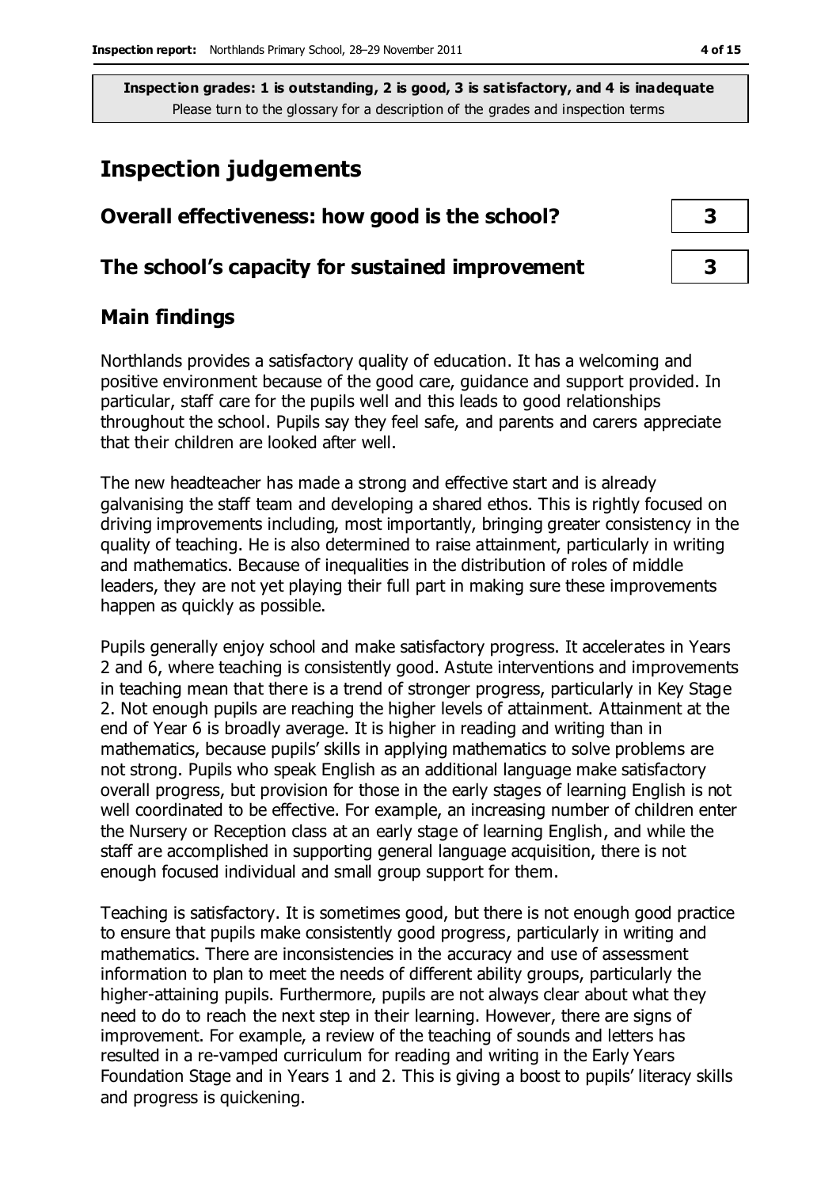**Inspection grades: 1 is outstanding, 2 is good, 3 is satisfactory, and 4 is inadequate**
Please turn to the glossary for a description of the grades and inspection terms

# Inspection judgements

| Overall effectiveness: how good is the school? | 3 |
|---|---|
| **The school's capacity for sustained improvement** | **3** |

## Main findings

Northlands provides a satisfactory quality of education. It has a welcoming and positive environment because of the good care, guidance and support provided. In particular, staff care for the pupils well and this leads to good relationships throughout the school. Pupils say they feel safe, and parents and carers appreciate that their children are looked after well.

The new headteacher has made a strong and effective start and is already galvanising the staff team and developing a shared ethos. This is rightly focused on driving improvements including, most importantly, bringing greater consistency in the quality of teaching. He is also determined to raise attainment, particularly in writing and mathematics. Because of inequalities in the distribution of roles of middle leaders, they are not yet playing their full part in making sure these improvements happen as quickly as possible.

Pupils generally enjoy school and make satisfactory progress. It accelerates in Years 2 and 6, where teaching is consistently good. Astute interventions and improvements in teaching mean that there is a trend of stronger progress, particularly in Key Stage 2. Not enough pupils are reaching the higher levels of attainment. Attainment at the end of Year 6 is broadly average. It is higher in reading and writing than in mathematics, because pupils' skills in applying mathematics to solve problems are not strong. Pupils who speak English as an additional language make satisfactory overall progress, but provision for those in the early stages of learning English is not well coordinated to be effective. For example, an increasing number of children enter the Nursery or Reception class at an early stage of learning English, and while the staff are accomplished in supporting general language acquisition, there is not enough focused individual and small group support for them.

Teaching is satisfactory. It is sometimes good, but there is not enough good practice to ensure that pupils make consistently good progress, particularly in writing and mathematics. There are inconsistencies in the accuracy and use of assessment information to plan to meet the needs of different ability groups, particularly the higher-attaining pupils. Furthermore, pupils are not always clear about what they need to do to reach the next step in their learning. However, there are signs of improvement. For example, a review of the teaching of sounds and letters has resulted in a re-vamped curriculum for reading and writing in the Early Years Foundation Stage and in Years 1 and 2. This is giving a boost to pupils' literacy skills and progress is quickening.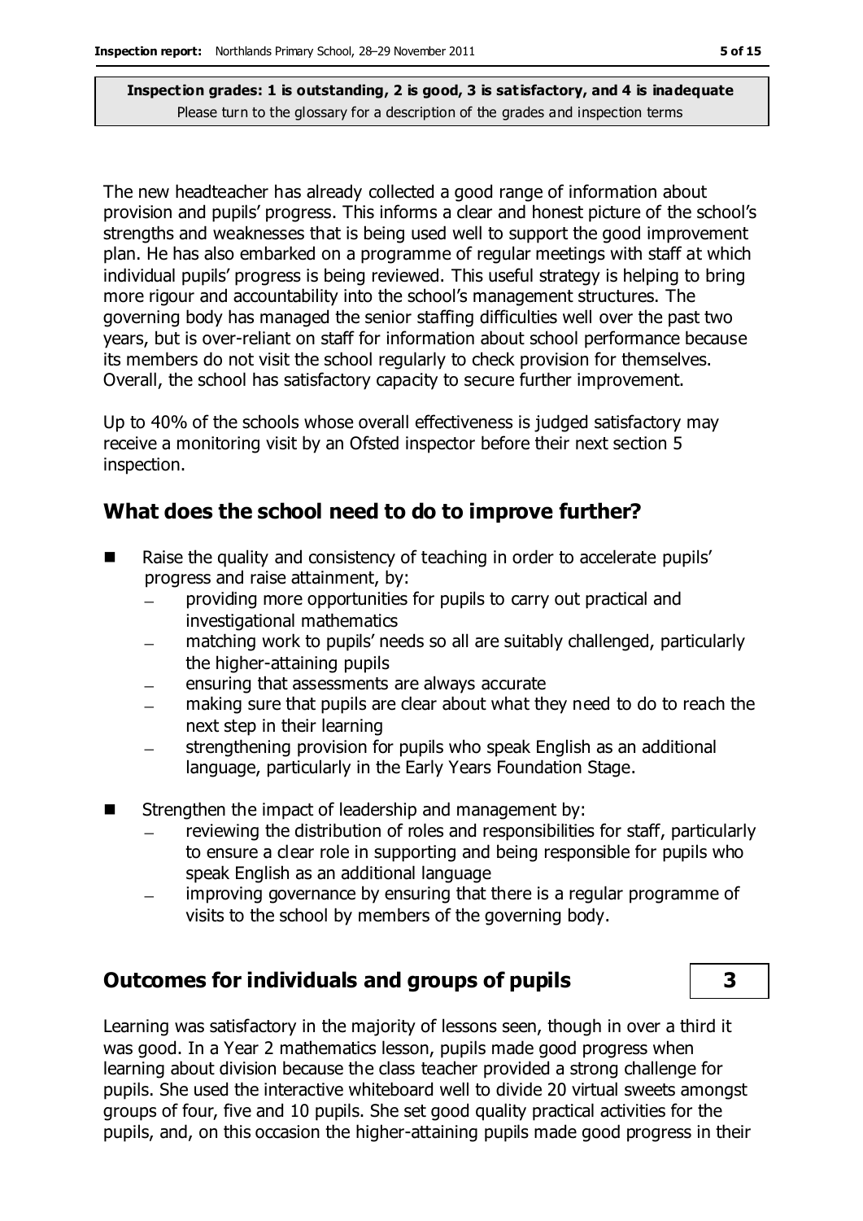The new headteacher has already collected a good range of information about provision and pupils' progress. This informs a clear and honest picture of the school's strengths and weaknesses that is being used well to support the good improvement plan. He has also embarked on a programme of regular meetings with staff at which individual pupils' progress is being reviewed. This useful strategy is helping to bring more rigour and accountability into the school's management structures. The governing body has managed the senior staffing difficulties well over the past two years, but is over-reliant on staff for information about school performance because its members do not visit the school regularly to check provision for themselves. Overall, the school has satisfactory capacity to secure further improvement.

Up to 40% of the schools whose overall effectiveness is judged satisfactory may receive a monitoring visit by an Ofsted inspector before their next section 5 inspection.

## What does the school need to do to improve further?

- Raise the quality and consistency of teaching in order to accelerate pupils' progress and raise attainment, by:
  - providing more opportunities for pupils to carry out practical and investigational mathematics
  - matching work to pupils' needs so all are suitably challenged, particularly the higher-attaining pupils
  - ensuring that assessments are always accurate
  - making sure that pupils are clear about what they need to do to reach the next step in their learning
  - strengthening provision for pupils who speak English as an additional language, particularly in the Early Years Foundation Stage.
- Strengthen the impact of leadership and management by:
  - reviewing the distribution of roles and responsibilities for staff, particularly to ensure a clear role in supporting and being responsible for pupils who speak English as an additional language
  - improving governance by ensuring that there is a regular programme of visits to the school by members of the governing body.

## Outcomes for individuals and groups of pupils — 3

Learning was satisfactory in the majority of lessons seen, though in over a third it was good. In a Year 2 mathematics lesson, pupils made good progress when learning about division because the class teacher provided a strong challenge for pupils. She used the interactive whiteboard well to divide 20 virtual sweets amongst groups of four, five and 10 pupils. She set good quality practical activities for the pupils, and, on this occasion the higher-attaining pupils made good progress in their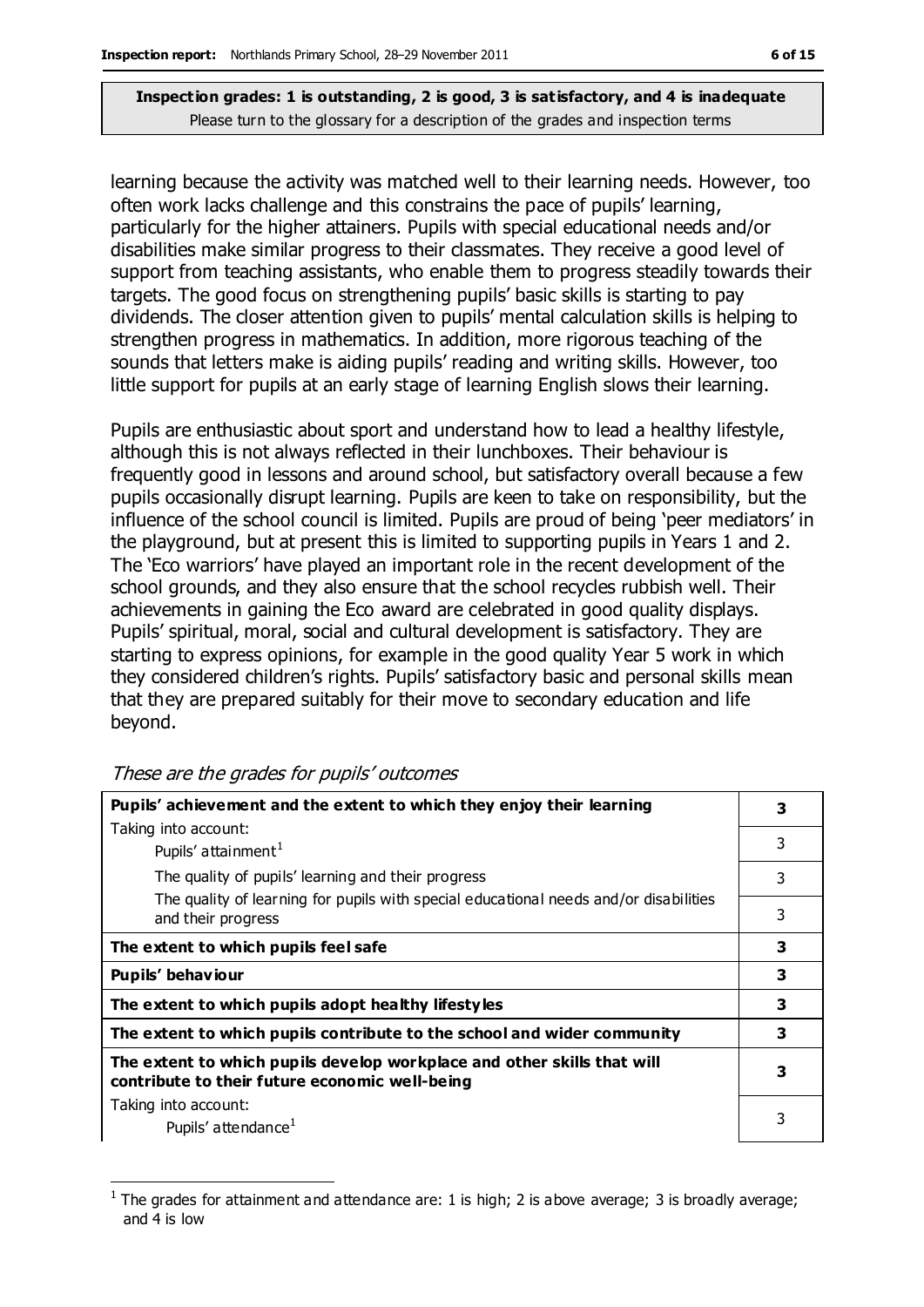**Inspection grades: 1 is outstanding, 2 is good, 3 is satisfactory, and 4 is inadequate**
Please turn to the glossary for a description of the grades and inspection terms

learning because the activity was matched well to their learning needs. However, too often work lacks challenge and this constrains the pace of pupils' learning, particularly for the higher attainers. Pupils with special educational needs and/or disabilities make similar progress to their classmates. They receive a good level of support from teaching assistants, who enable them to progress steadily towards their targets. The good focus on strengthening pupils' basic skills is starting to pay dividends. The closer attention given to pupils' mental calculation skills is helping to strengthen progress in mathematics. In addition, more rigorous teaching of the sounds that letters make is aiding pupils' reading and writing skills. However, too little support for pupils at an early stage of learning English slows their learning.

Pupils are enthusiastic about sport and understand how to lead a healthy lifestyle, although this is not always reflected in their lunchboxes. Their behaviour is frequently good in lessons and around school, but satisfactory overall because a few pupils occasionally disrupt learning. Pupils are keen to take on responsibility, but the influence of the school council is limited. Pupils are proud of being 'peer mediators' in the playground, but at present this is limited to supporting pupils in Years 1 and 2. The 'Eco warriors' have played an important role in the recent development of the school grounds, and they also ensure that the school recycles rubbish well. Their achievements in gaining the Eco award are celebrated in good quality displays. Pupils' spiritual, moral, social and cultural development is satisfactory. They are starting to express opinions, for example in the good quality Year 5 work in which they considered children's rights. Pupils' satisfactory basic and personal skills mean that they are prepared suitably for their move to secondary education and life beyond.

*These are the grades for pupils' outcomes*

| | |
|---|---|
| **Pupils' achievement and the extent to which they enjoy their learning** | **3** |
| Taking into account: Pupils' attainment[1] | 3 |
| The quality of pupils' learning and their progress | 3 |
| The quality of learning for pupils with special educational needs and/or disabilities and their progress | 3 |
| **The extent to which pupils feel safe** | **3** |
| **Pupils' behaviour** | **3** |
| **The extent to which pupils adopt healthy lifestyles** | **3** |
| **The extent to which pupils contribute to the school and wider community** | **3** |
| **The extent to which pupils develop workplace and other skills that will contribute to their future economic well-being** | **3** |
| Taking into account: Pupils' attendance[1] | 3 |

[1] The grades for attainment and attendance are: 1 is high; 2 is above average; 3 is broadly average; and 4 is low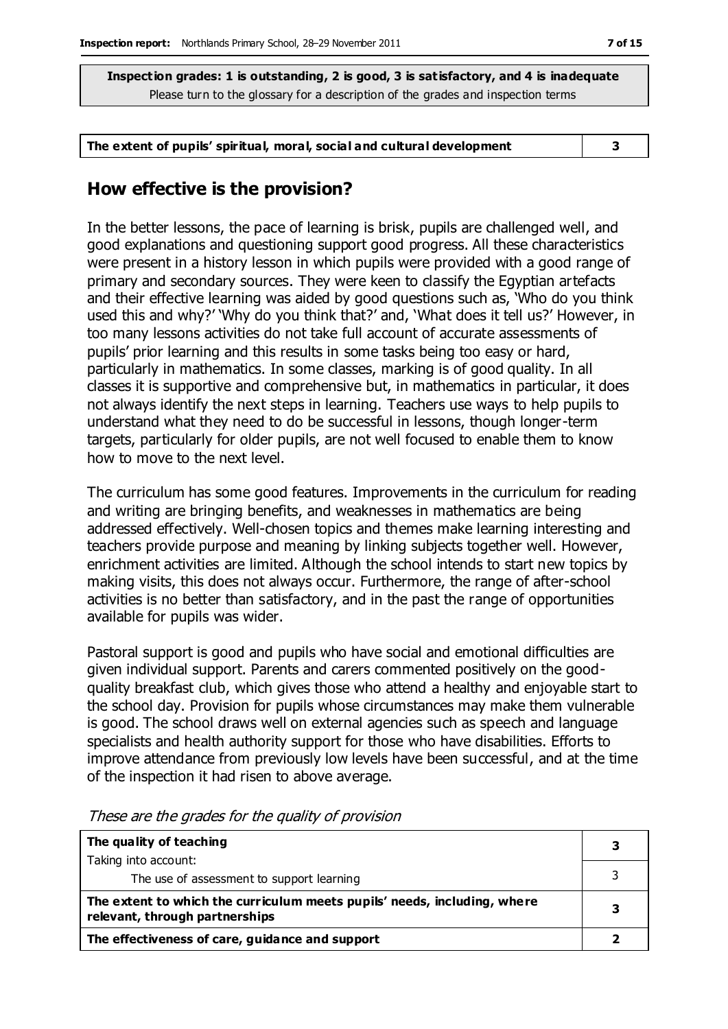**Inspection grades: 1 is outstanding, 2 is good, 3 is satisfactory, and 4 is inadequate**
Please turn to the glossary for a description of the grades and inspection terms

| The extent of pupils' spiritual, moral, social and cultural development | 3 |
|---|---|

## How effective is the provision?

In the better lessons, the pace of learning is brisk, pupils are challenged well, and good explanations and questioning support good progress. All these characteristics were present in a history lesson in which pupils were provided with a good range of primary and secondary sources. They were keen to classify the Egyptian artefacts and their effective learning was aided by good questions such as, 'Who do you think used this and why?' 'Why do you think that?' and, 'What does it tell us?' However, in too many lessons activities do not take full account of accurate assessments of pupils' prior learning and this results in some tasks being too easy or hard, particularly in mathematics. In some classes, marking is of good quality. In all classes it is supportive and comprehensive but, in mathematics in particular, it does not always identify the next steps in learning. Teachers use ways to help pupils to understand what they need to do be successful in lessons, though longer-term targets, particularly for older pupils, are not well focused to enable them to know how to move to the next level.

The curriculum has some good features. Improvements in the curriculum for reading and writing are bringing benefits, and weaknesses in mathematics are being addressed effectively. Well-chosen topics and themes make learning interesting and teachers provide purpose and meaning by linking subjects together well. However, enrichment activities are limited. Although the school intends to start new topics by making visits, this does not always occur. Furthermore, the range of after-school activities is no better than satisfactory, and in the past the range of opportunities available for pupils was wider.

Pastoral support is good and pupils who have social and emotional difficulties are given individual support. Parents and carers commented positively on the good-quality breakfast club, which gives those who attend a healthy and enjoyable start to the school day. Provision for pupils whose circumstances may make them vulnerable is good. The school draws well on external agencies such as speech and language specialists and health authority support for those who have disabilities. Efforts to improve attendance from previously low levels have been successful, and at the time of the inspection it had risen to above average.

*These are the grades for the quality of provision*

| | |
|---|---|
| **The quality of teaching**<br>Taking into account: | **3** |
| The use of assessment to support learning | 3 |
| **The extent to which the curriculum meets pupils' needs, including, where relevant, through partnerships** | **3** |
| **The effectiveness of care, guidance and support** | **2** |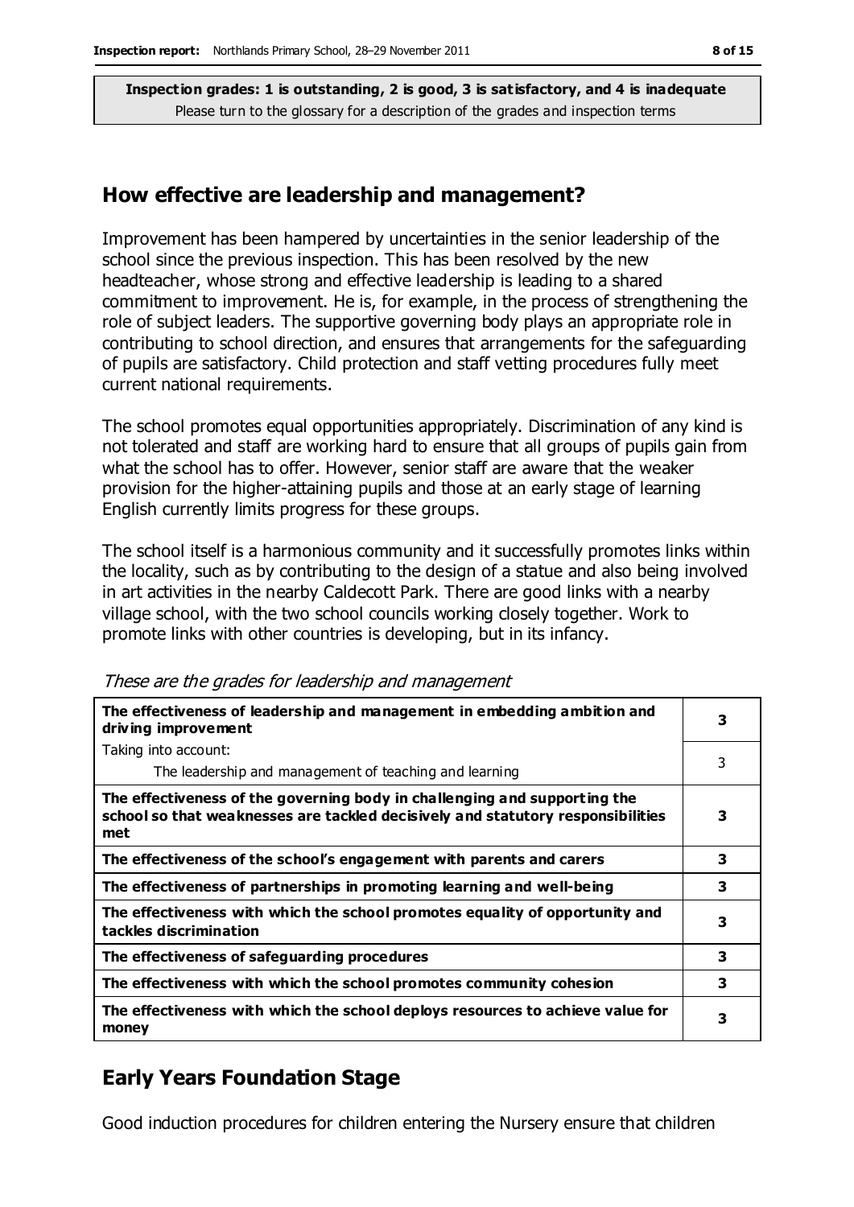**Inspection grades: 1 is outstanding, 2 is good, 3 is satisfactory, and 4 is inadequate**
Please turn to the glossary for a description of the grades and inspection terms

## How effective are leadership and management?

Improvement has been hampered by uncertainties in the senior leadership of the school since the previous inspection. This has been resolved by the new headteacher, whose strong and effective leadership is leading to a shared commitment to improvement. He is, for example, in the process of strengthening the role of subject leaders. The supportive governing body plays an appropriate role in contributing to school direction, and ensures that arrangements for the safeguarding of pupils are satisfactory. Child protection and staff vetting procedures fully meet current national requirements.

The school promotes equal opportunities appropriately. Discrimination of any kind is not tolerated and staff are working hard to ensure that all groups of pupils gain from what the school has to offer. However, senior staff are aware that the weaker provision for the higher-attaining pupils and those at an early stage of learning English currently limits progress for these groups.

The school itself is a harmonious community and it successfully promotes links within the locality, such as by contributing to the design of a statue and also being involved in art activities in the nearby Caldecott Park. There are good links with a nearby village school, with the two school councils working closely together. Work to promote links with other countries is developing, but in its infancy.

*These are the grades for leadership and management*

| | |
|---|---|
| **The effectiveness of leadership and management in embedding ambition and driving improvement** | **3** |
| Taking into account: The leadership and management of teaching and learning | 3 |
| **The effectiveness of the governing body in challenging and supporting the school so that weaknesses are tackled decisively and statutory responsibilities met** | **3** |
| **The effectiveness of the school's engagement with parents and carers** | **3** |
| **The effectiveness of partnerships in promoting learning and well-being** | **3** |
| **The effectiveness with which the school promotes equality of opportunity and tackles discrimination** | **3** |
| **The effectiveness of safeguarding procedures** | **3** |
| **The effectiveness with which the school promotes community cohesion** | **3** |
| **The effectiveness with which the school deploys resources to achieve value for money** | **3** |

## Early Years Foundation Stage

Good induction procedures for children entering the Nursery ensure that children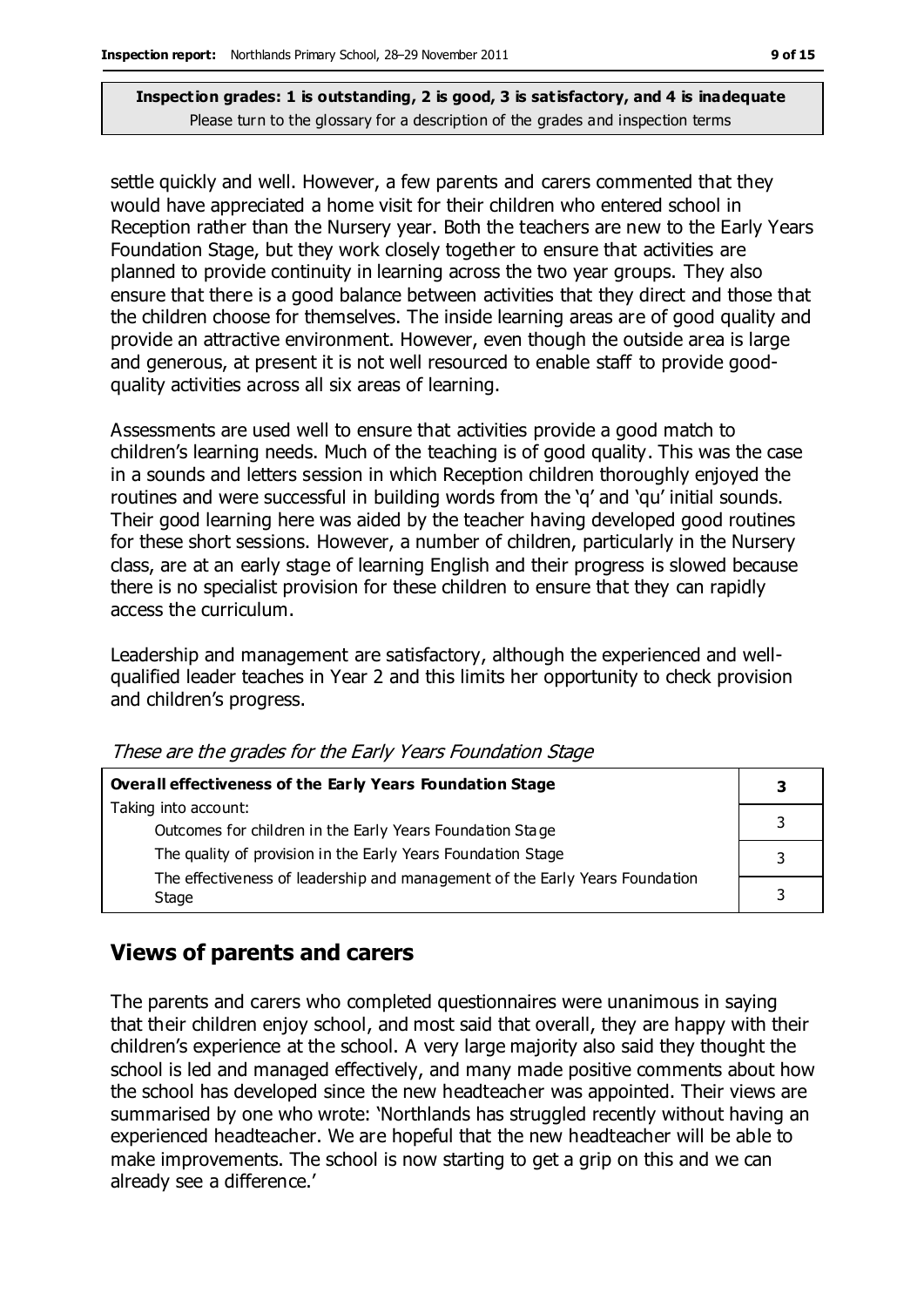**Inspection grades: 1 is outstanding, 2 is good, 3 is satisfactory, and 4 is inadequate**
Please turn to the glossary for a description of the grades and inspection terms

settle quickly and well. However, a few parents and carers commented that they would have appreciated a home visit for their children who entered school in Reception rather than the Nursery year. Both the teachers are new to the Early Years Foundation Stage, but they work closely together to ensure that activities are planned to provide continuity in learning across the two year groups. They also ensure that there is a good balance between activities that they direct and those that the children choose for themselves. The inside learning areas are of good quality and provide an attractive environment. However, even though the outside area is large and generous, at present it is not well resourced to enable staff to provide good-quality activities across all six areas of learning.

Assessments are used well to ensure that activities provide a good match to children's learning needs. Much of the teaching is of good quality. This was the case in a sounds and letters session in which Reception children thoroughly enjoyed the routines and were successful in building words from the 'q' and 'qu' initial sounds. Their good learning here was aided by the teacher having developed good routines for these short sessions. However, a number of children, particularly in the Nursery class, are at an early stage of learning English and their progress is slowed because there is no specialist provision for these children to ensure that they can rapidly access the curriculum.

Leadership and management are satisfactory, although the experienced and well-qualified leader teaches in Year 2 and this limits her opportunity to check provision and children's progress.

*These are the grades for the Early Years Foundation Stage*

| **Overall effectiveness of the Early Years Foundation Stage** | **3** |
|---|---|
| Taking into account: Outcomes for children in the Early Years Foundation Stage | 3 |
| The quality of provision in the Early Years Foundation Stage | 3 |
| The effectiveness of leadership and management of the Early Years Foundation Stage | 3 |

## Views of parents and carers

The parents and carers who completed questionnaires were unanimous in saying that their children enjoy school, and most said that overall, they are happy with their children's experience at the school. A very large majority also said they thought the school is led and managed effectively, and many made positive comments about how the school has developed since the new headteacher was appointed. Their views are summarised by one who wrote: 'Northlands has struggled recently without having an experienced headteacher. We are hopeful that the new headteacher will be able to make improvements. The school is now starting to get a grip on this and we can already see a difference.'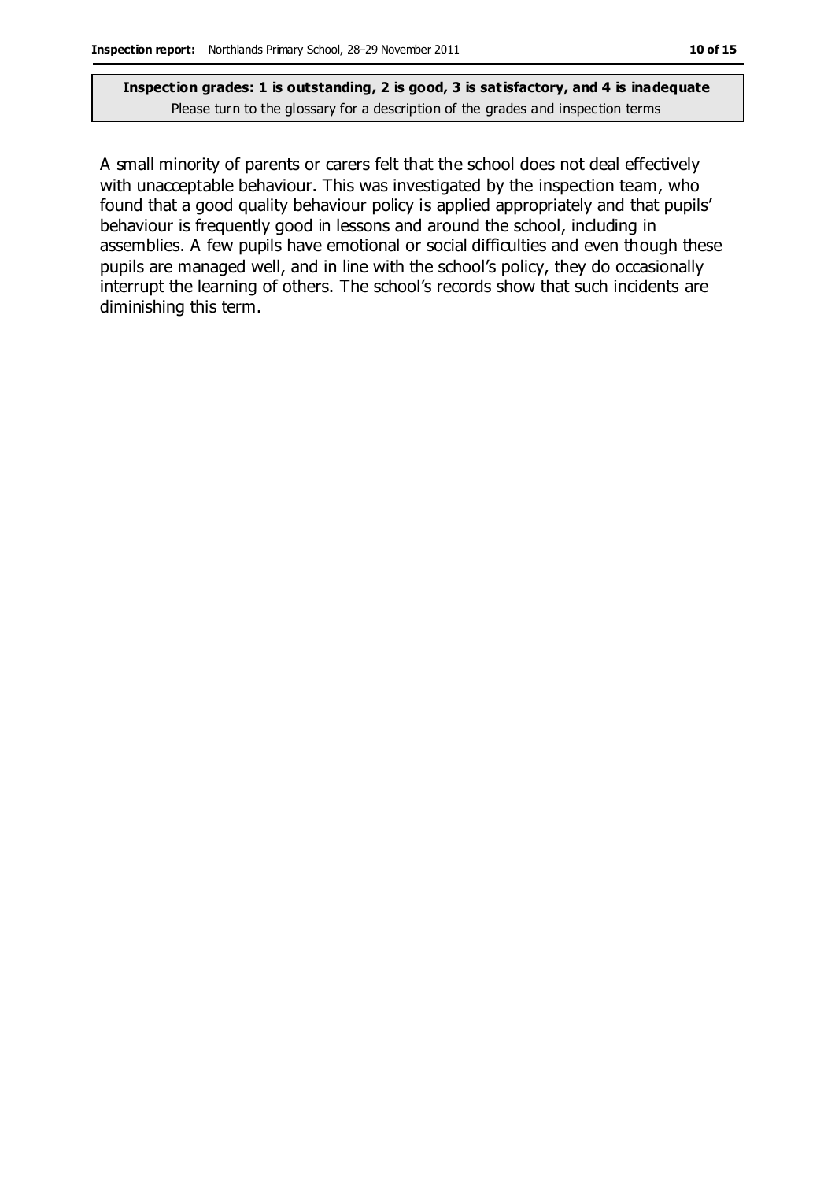**Inspection grades: 1 is outstanding, 2 is good, 3 is satisfactory, and 4 is inadequate**
Please turn to the glossary for a description of the grades and inspection terms

A small minority of parents or carers felt that the school does not deal effectively with unacceptable behaviour. This was investigated by the inspection team, who found that a good quality behaviour policy is applied appropriately and that pupils' behaviour is frequently good in lessons and around the school, including in assemblies. A few pupils have emotional or social difficulties and even though these pupils are managed well, and in line with the school's policy, they do occasionally interrupt the learning of others. The school's records show that such incidents are diminishing this term.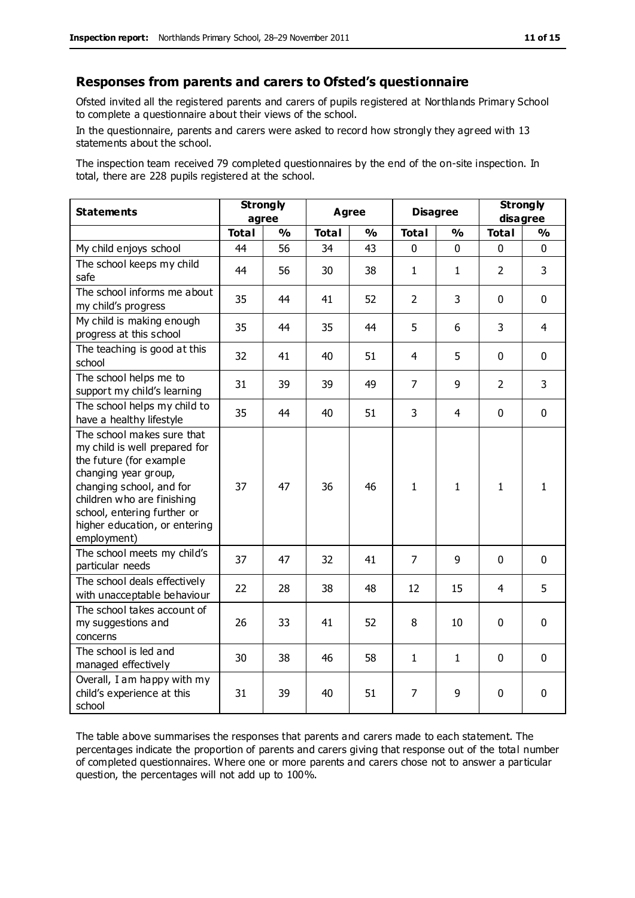## Responses from parents and carers to Ofsted's questionnaire

Ofsted invited all the registered parents and carers of pupils registered at Northlands Primary School to complete a questionnaire about their views of the school.

In the questionnaire, parents and carers were asked to record how strongly they agreed with 13 statements about the school.

The inspection team received 79 completed questionnaires by the end of the on-site inspection. In total, there are 228 pupils registered at the school.

| Statements | Strongly agree | | Agree | | Disagree | | Strongly disagree | |
|---|---|---|---|---|---|---|---|---|
| | Total | % | Total | % | Total | % | Total | % |
| My child enjoys school | 44 | 56 | 34 | 43 | 0 | 0 | 0 | 0 |
| The school keeps my child safe | 44 | 56 | 30 | 38 | 1 | 1 | 2 | 3 |
| The school informs me about my child's progress | 35 | 44 | 41 | 52 | 2 | 3 | 0 | 0 |
| My child is making enough progress at this school | 35 | 44 | 35 | 44 | 5 | 6 | 3 | 4 |
| The teaching is good at this school | 32 | 41 | 40 | 51 | 4 | 5 | 0 | 0 |
| The school helps me to support my child's learning | 31 | 39 | 39 | 49 | 7 | 9 | 2 | 3 |
| The school helps my child to have a healthy lifestyle | 35 | 44 | 40 | 51 | 3 | 4 | 0 | 0 |
| The school makes sure that my child is well prepared for the future (for example changing year group, changing school, and for children who are finishing school, entering further or higher education, or entering employment) | 37 | 47 | 36 | 46 | 1 | 1 | 1 | 1 |
| The school meets my child's particular needs | 37 | 47 | 32 | 41 | 7 | 9 | 0 | 0 |
| The school deals effectively with unacceptable behaviour | 22 | 28 | 38 | 48 | 12 | 15 | 4 | 5 |
| The school takes account of my suggestions and concerns | 26 | 33 | 41 | 52 | 8 | 10 | 0 | 0 |
| The school is led and managed effectively | 30 | 38 | 46 | 58 | 1 | 1 | 0 | 0 |
| Overall, I am happy with my child's experience at this school | 31 | 39 | 40 | 51 | 7 | 9 | 0 | 0 |

The table above summarises the responses that parents and carers made to each statement. The percentages indicate the proportion of parents and carers giving that response out of the total number of completed questionnaires. Where one or more parents and carers chose not to answer a particular question, the percentages will not add up to 100%.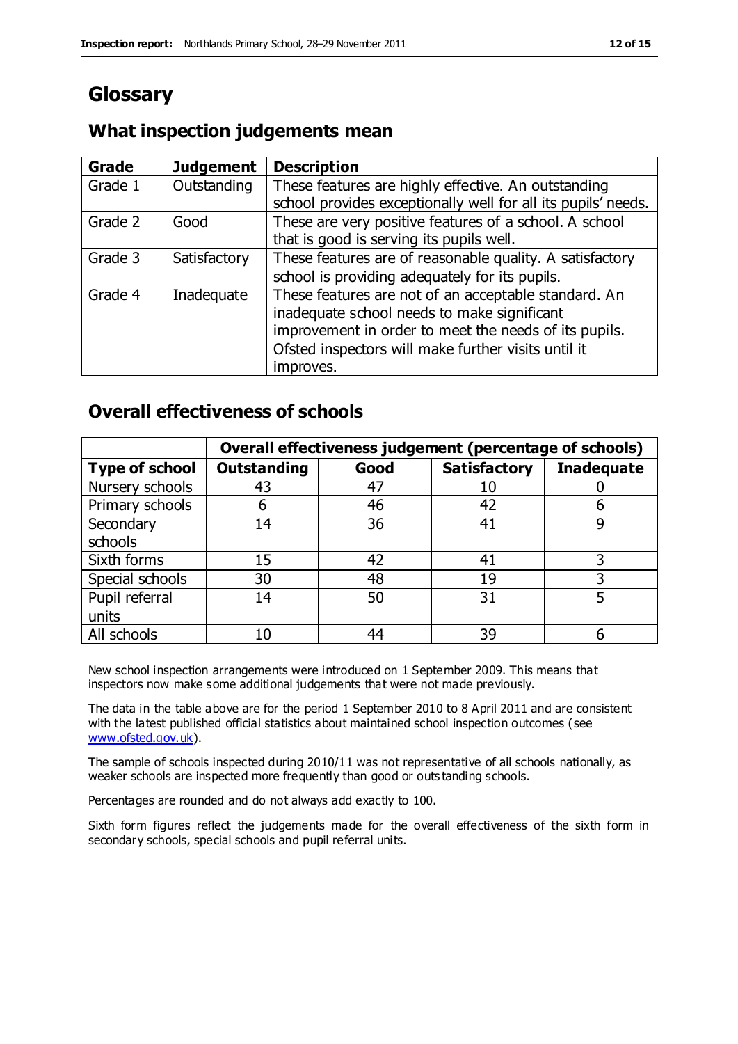# Glossary

## What inspection judgements mean

| Grade | Judgement | Description |
|---|---|---|
| Grade 1 | Outstanding | These features are highly effective. An outstanding school provides exceptionally well for all its pupils' needs. |
| Grade 2 | Good | These are very positive features of a school. A school that is good is serving its pupils well. |
| Grade 3 | Satisfactory | These features are of reasonable quality. A satisfactory school is providing adequately for its pupils. |
| Grade 4 | Inadequate | These features are not of an acceptable standard. An inadequate school needs to make significant improvement in order to meet the needs of its pupils. Ofsted inspectors will make further visits until it improves. |

## Overall effectiveness of schools

| | Overall effectiveness judgement (percentage of schools) | | | |
|---|---|---|---|---|
| **Type of school** | **Outstanding** | **Good** | **Satisfactory** | **Inadequate** |
| Nursery schools | 43 | 47 | 10 | 0 |
| Primary schools | 6 | 46 | 42 | 6 |
| Secondary schools | 14 | 36 | 41 | 9 |
| Sixth forms | 15 | 42 | 41 | 3 |
| Special schools | 30 | 48 | 19 | 3 |
| Pupil referral units | 14 | 50 | 31 | 5 |
| All schools | 10 | 44 | 39 | 6 |

New school inspection arrangements were introduced on 1 September 2009. This means that inspectors now make some additional judgements that were not made previously.

The data in the table above are for the period 1 September 2010 to 8 April 2011 and are consistent with the latest published official statistics about maintained school inspection outcomes (see www.ofsted.gov.uk).

The sample of schools inspected during 2010/11 was not representative of all schools nationally, as weaker schools are inspected more frequently than good or outstanding schools.

Percentages are rounded and do not always add exactly to 100.

Sixth form figures reflect the judgements made for the overall effectiveness of the sixth form in secondary schools, special schools and pupil referral units.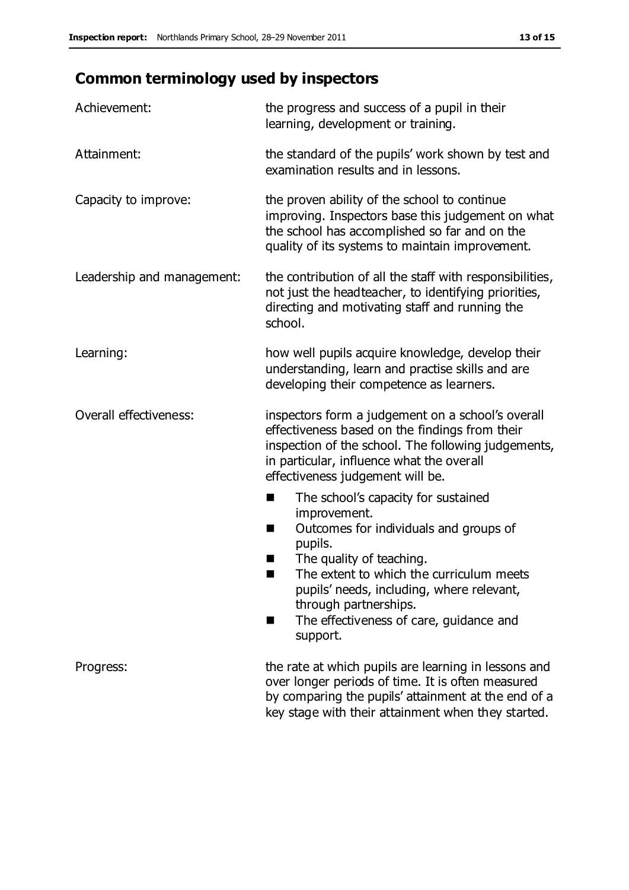## Common terminology used by inspectors

| | |
|---|---|
| Achievement: | the progress and success of a pupil in their learning, development or training. |
| Attainment: | the standard of the pupils' work shown by test and examination results and in lessons. |
| Capacity to improve: | the proven ability of the school to continue improving. Inspectors base this judgement on what the school has accomplished so far and on the quality of its systems to maintain improvement. |
| Leadership and management: | the contribution of all the staff with responsibilities, not just the headteacher, to identifying priorities, directing and motivating staff and running the school. |
| Learning: | how well pupils acquire knowledge, develop their understanding, learn and practise skills and are developing their competence as learners. |
| Overall effectiveness: | inspectors form a judgement on a school's overall effectiveness based on the findings from their inspection of the school. The following judgements, in particular, influence what the overall effectiveness judgement will be.<br>■ The school's capacity for sustained improvement.<br>■ Outcomes for individuals and groups of pupils.<br>■ The quality of teaching.<br>■ The extent to which the curriculum meets pupils' needs, including, where relevant, through partnerships.<br>■ The effectiveness of care, guidance and support. |
| Progress: | the rate at which pupils are learning in lessons and over longer periods of time. It is often measured by comparing the pupils' attainment at the end of a key stage with their attainment when they started. |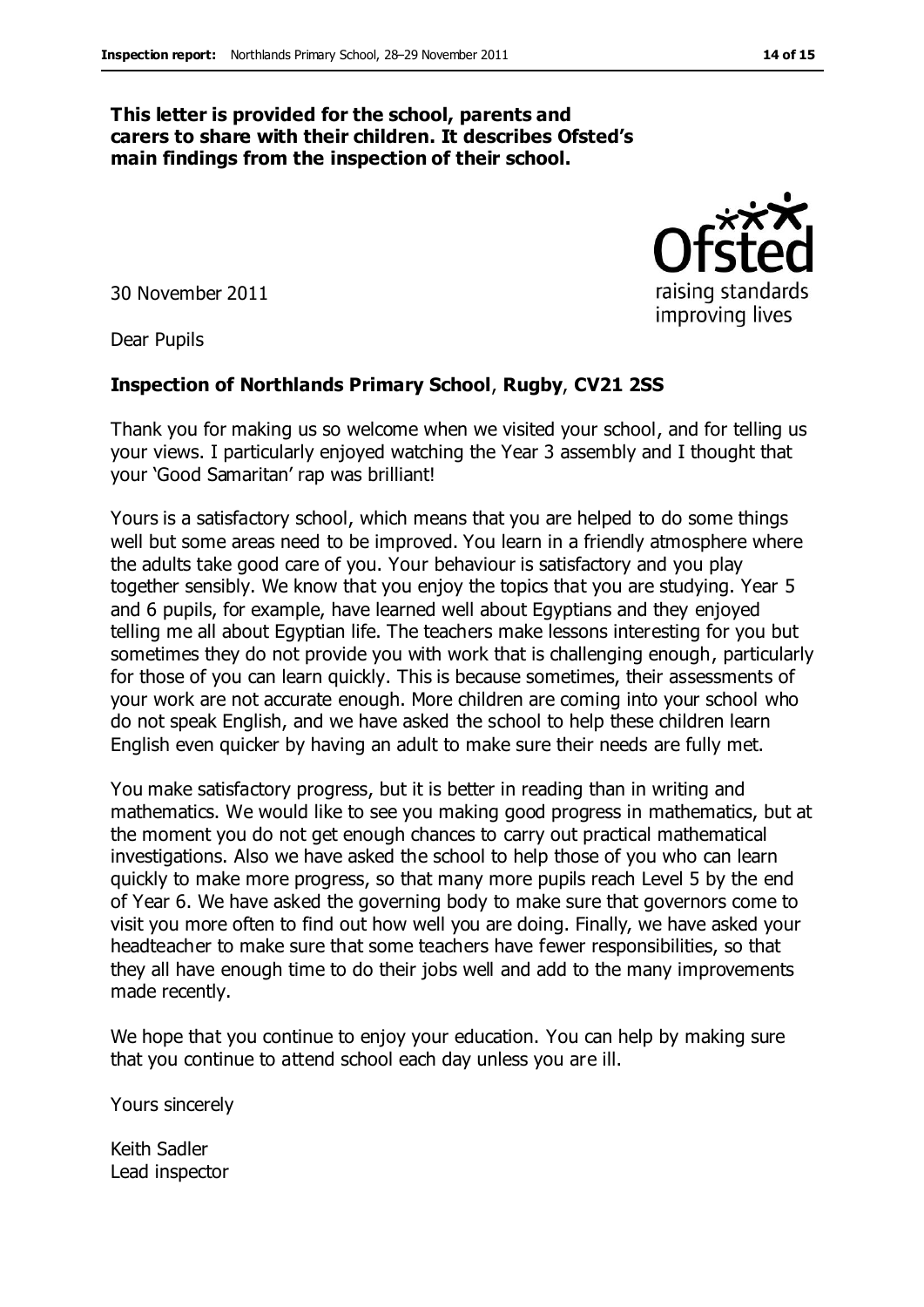**This letter is provided for the school, parents and carers to share with their children. It describes Ofsted's main findings from the inspection of their school.**

30 November 2011

Dear Pupils

**Inspection of Northlands Primary School, Rugby, CV21 2SS**

Thank you for making us so welcome when we visited your school, and for telling us your views. I particularly enjoyed watching the Year 3 assembly and I thought that your 'Good Samaritan' rap was brilliant!

Yours is a satisfactory school, which means that you are helped to do some things well but some areas need to be improved. You learn in a friendly atmosphere where the adults take good care of you. Your behaviour is satisfactory and you play together sensibly. We know that you enjoy the topics that you are studying. Year 5 and 6 pupils, for example, have learned well about Egyptians and they enjoyed telling me all about Egyptian life. The teachers make lessons interesting for you but sometimes they do not provide you with work that is challenging enough, particularly for those of you can learn quickly. This is because sometimes, their assessments of your work are not accurate enough. More children are coming into your school who do not speak English, and we have asked the school to help these children learn English even quicker by having an adult to make sure their needs are fully met.

You make satisfactory progress, but it is better in reading than in writing and mathematics. We would like to see you making good progress in mathematics, but at the moment you do not get enough chances to carry out practical mathematical investigations. Also we have asked the school to help those of you who can learn quickly to make more progress, so that many more pupils reach Level 5 by the end of Year 6. We have asked the governing body to make sure that governors come to visit you more often to find out how well you are doing. Finally, we have asked your headteacher to make sure that some teachers have fewer responsibilities, so that they all have enough time to do their jobs well and add to the many improvements made recently.

We hope that you continue to enjoy your education. You can help by making sure that you continue to attend school each day unless you are ill.

Yours sincerely

Keith Sadler
Lead inspector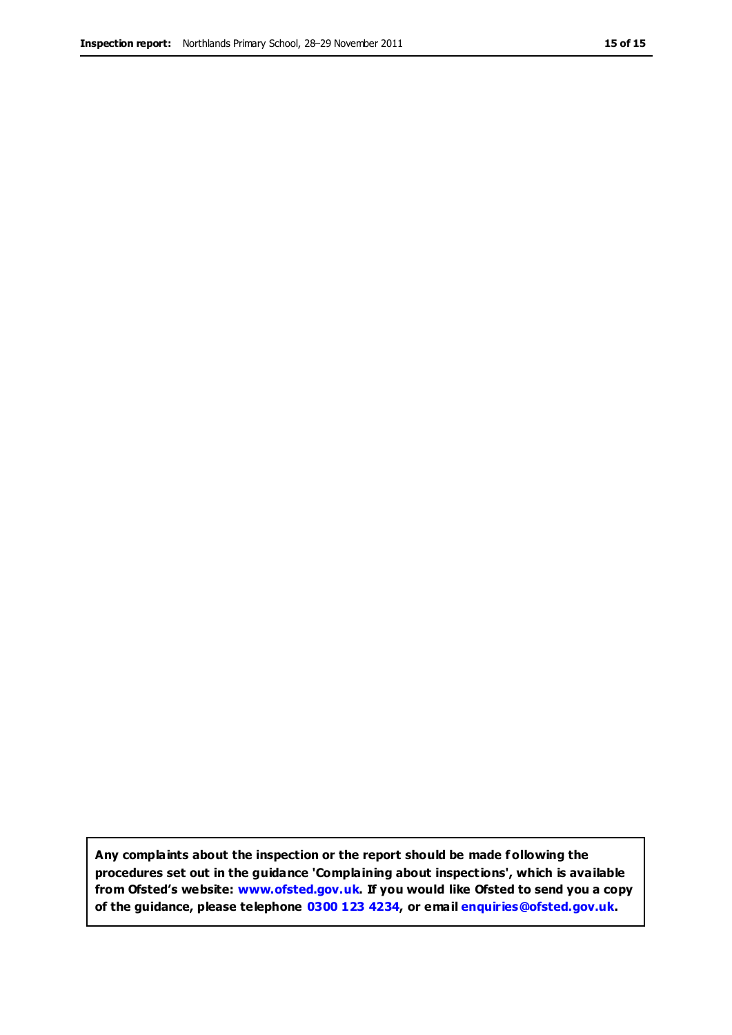**Any complaints about the inspection or the report should be made following the procedures set out in the guidance 'Complaining about inspections', which is available from Ofsted's website: www.ofsted.gov.uk. If you would like Ofsted to send you a copy of the guidance, please telephone 0300 123 4234, or email enquiries@ofsted.gov.uk.**